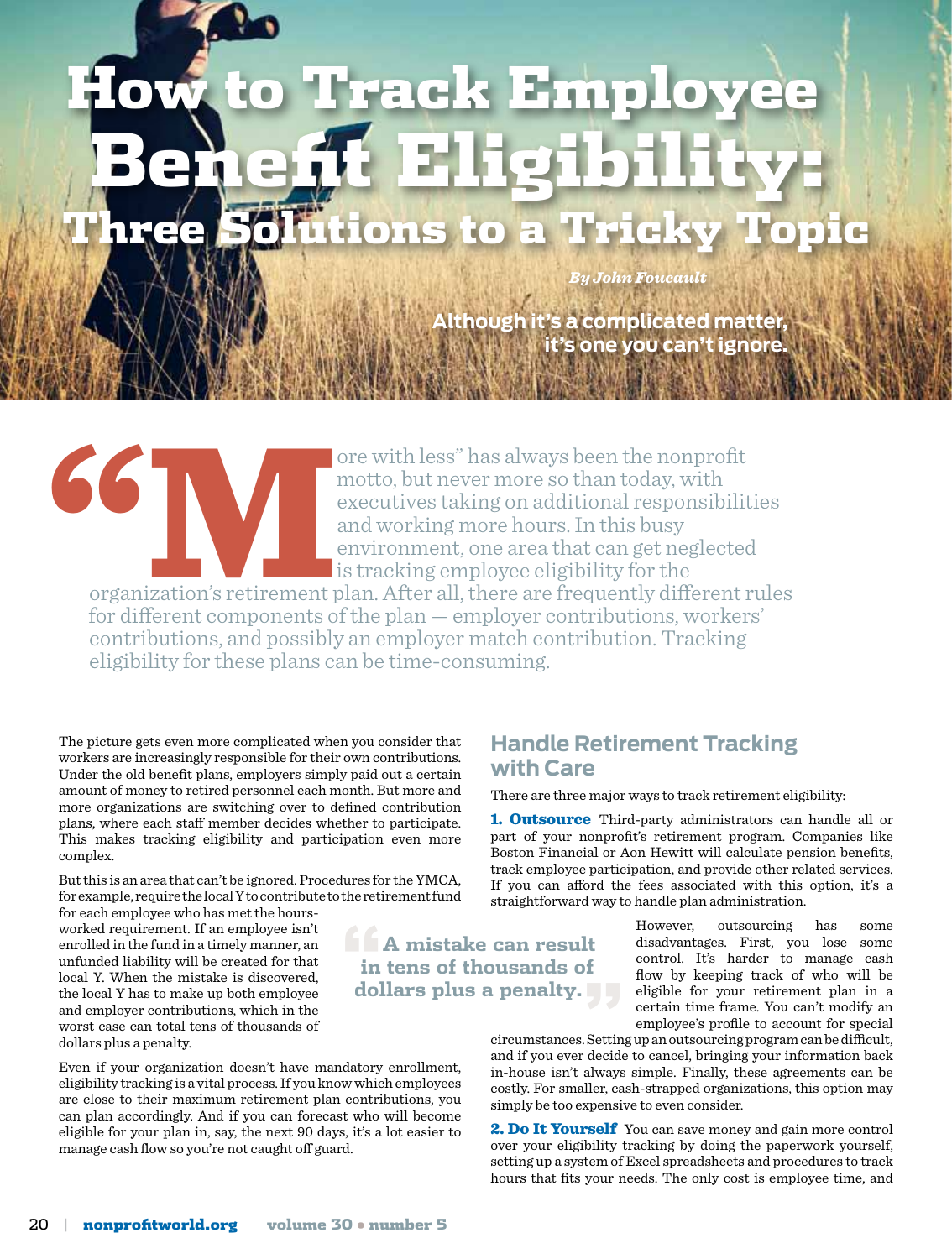# How to Track Employee Benefit Eligibility: Three Solutions to a Tricky Topic

*By John Foucault*

**Although it's a complicated matter, it's one you can't ignore.**

"More with less" has always been the nonprofit motto, but never more so than today, with executives taking on additional responsibilities and working more hours. In this busy environment, one area that can get neglected is tracking employee eligibility for the organization's retirement plan. After all, there are frequently different rules for different components of the plan — employer contributions, workers' contributions, and possibly an employer match contribution. Tracking eligibility for these plans can be time-consuming.

The picture gets even more complicated when you consider that workers are increasingly responsible for their own contributions. Under the old benefit plans, employers simply paid out a certain amount of money to retired personnel each month. But more and more organizations are switching over to defined contribution plans, where each staff member decides whether to participate. This makes tracking eligibility and participation even more complex.

But this is an area that can't be ignored. Procedures for the YMCA, for example, require the local Y to contribute to the retirement fund for each employee who has met the hours-worked requirement. If an employee isn't enrolled in the fund in a timely manner, an unfunded liability will be created for that local Y. When the mistake is discovered, the local Y has to make up both employee and employer contributions, which in the worst case can total tens of thousands of dollars plus a penalty.

> A mistake can result in tens of thousands of dollars plus a penalty.

Even if your organization doesn't have mandatory enrollment, eligibility tracking is a vital process. If you know which employees are close to their maximum retirement plan contributions, you can plan accordingly. And if you can forecast who will become eligible for your plan in, say, the next 90 days, it's a lot easier to manage cash flow so you're not caught off guard.

## Handle Retirement Tracking with Care

There are three major ways to track retirement eligibility:

**1. Outsource** Third-party administrators can handle all or part of your nonprofit's retirement program. Companies like Boston Financial or Aon Hewitt will calculate pension benefits, track employee participation, and provide other related services. If you can afford the fees associated with this option, it's a straightforward way to handle plan administration.

However, outsourcing has some disadvantages. First, you lose some control. It's harder to manage cash flow by keeping track of who will be eligible for your retirement plan in a certain time frame. You can't modify an employee's profile to account for special circumstances. Setting up an outsourcing program can be difficult, and if you ever decide to cancel, bringing your information back in-house isn't always simple. Finally, these agreements can be costly. For smaller, cash-strapped organizations, this option may simply be too expensive to even consider.

**2. Do It Yourself** You can save money and gain more control over your eligibility tracking by doing the paperwork yourself, setting up a system of Excel spreadsheets and procedures to track hours that fits your needs. The only cost is employee time, and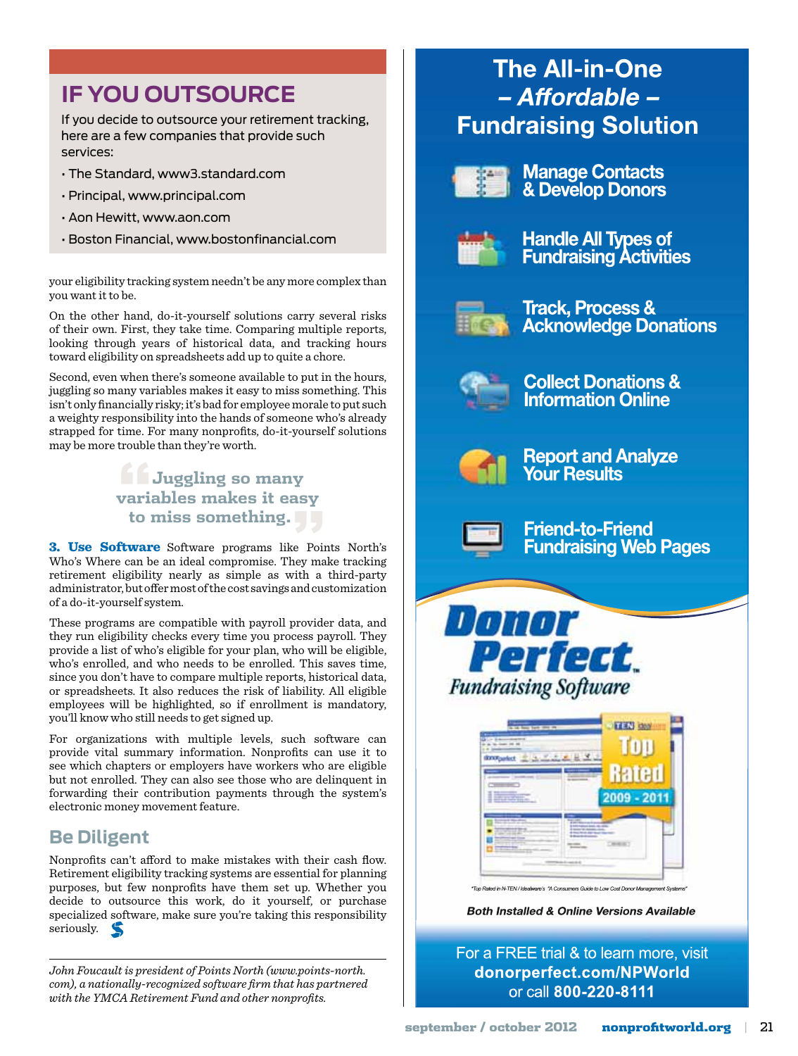## IF YOU OUTSOURCE

If you decide to outsource your retirement tracking, here are a few companies that provide such services:

- The Standard, www3.standard.com
- Principal, www.principal.com
- Aon Hewitt, www.aon.com
- Boston Financial, www.bostonfinancial.com

your eligibility tracking system needn't be any more complex than you want it to be.

On the other hand, do-it-yourself solutions carry several risks of their own. First, they take time. Comparing multiple reports, looking through years of historical data, and tracking hours toward eligibility on spreadsheets add up to quite a chore.

Second, even when there's someone available to put in the hours, juggling so many variables makes it easy to miss something. This isn't only financially risky; it's bad for employee morale to put such a weighty responsibility into the hands of someone who's already strapped for time. For many nonprofits, do-it-yourself solutions may be more trouble than they're worth.

> "Juggling so many variables makes it easy to miss something."

**3. Use Software** Software programs like Points North's Who's Where can be an ideal compromise. They make tracking retirement eligibility nearly as simple as with a third-party administrator, but offer most of the cost savings and customization of a do-it-yourself system.

These programs are compatible with payroll provider data, and they run eligibility checks every time you process payroll. They provide a list of who's eligible for your plan, who will be eligible, who's enrolled, and who needs to be enrolled. This saves time, since you don't have to compare multiple reports, historical data, or spreadsheets. It also reduces the risk of liability. All eligible employees will be highlighted, so if enrollment is mandatory, you'll know who still needs to get signed up.

For organizations with multiple levels, such software can provide vital summary information. Nonprofits can use it to see which chapters or employers have workers who are eligible but not enrolled. They can also see those who are delinquent in forwarding their contribution payments through the system's electronic money movement feature.

## Be Diligent

Nonprofits can't afford to make mistakes with their cash flow. Retirement eligibility tracking systems are essential for planning purposes, but few nonprofits have them set up. Whether you decide to outsource this work, do it yourself, or purchase specialized software, make sure you're taking this responsibility seriously.

---

*John Foucault is president of Points North (www.points-north.com), a nationally-recognized software firm that has partnered with the YMCA Retirement Fund and other nonprofits.*

---

# The All-in-One – *Affordable* – Fundraising Solution

- Manage Contacts & Develop Donors
- Handle All Types of Fundraising Activities
- Track, Process & Acknowledge Donations
- Collect Donations & Information Online
- Report and Analyze Your Results
- Friend-to-Friend Fundraising Web Pages

**DonorPerfect.** *Fundraising Software*

Top Rated 2009 - 2011

*\*Top Rated in N-TEN / Idealware's "A Consumers Guide to Low Cost Donor Management Systems"*

***Both Installed & Online Versions Available***

For a FREE trial & to learn more, visit **donorperfect.com/NPWorld** or call **800-220-8111**